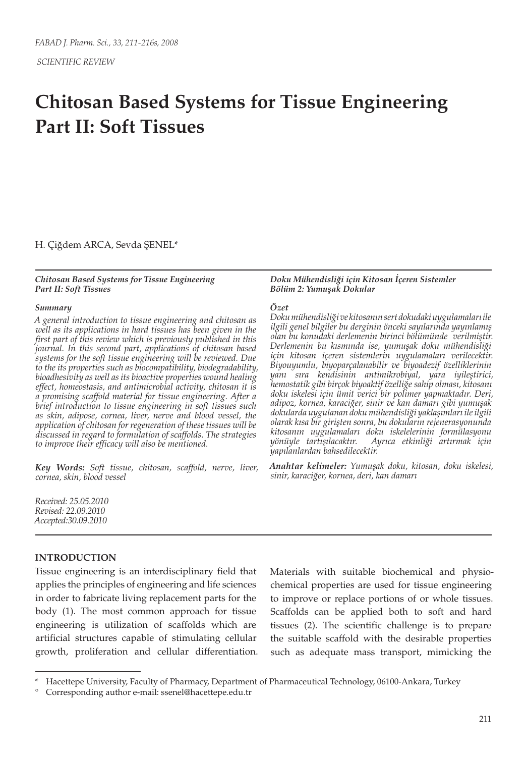*SCIENTIFIC REVIEW*

# Chitosan Based Systems for Tissue Engineering Part II: Soft Tissues

H. Çiğdem ARCA, Sevda ŞENEL*

***Chitosan Based Systems for Tissue Engineering Part II: Soft Tissues***

***Summary***

*A general introduction to tissue engineering and chitosan as well as its applications in hard tissues has been given in the first part of this review which is previously published in this journal. In this second part, applications of chitosan based systems for the soft tissue engineering will be reviewed. Due to the its properties such as biocompatibility, biodegradability, bioadhesivity as well as its bioactive properties wound healing effect, homeostasis, and antimicrobial activity, chitosan it is a promising scaffold material for tissue engineering. After a brief introduction to tissue engineering in soft tissues such as skin, adipose, cornea, liver, nerve and blood vessel, the application of chitosan for regeneration of these tissues will be discussed in regard to formulation of scaffolds. The strategies to improve their efficacy will also be mentioned.*

***Key Words:*** *Soft tissue, chitosan, scaffold, nerve, liver, cornea, skin, blood vessel*

*Received: 25.05.2010*
*Revised: 22.09.2010*
*Accepted:30.09.2010*

***Doku Mühendisliği için Kitosan İçeren Sistemler Bölüm 2: Yumuşak Dokular***

***Özet***

*Doku mühendisliği ve kitosanın sert dokudaki uygulamaları ile ilgili genel bilgiler bu derginin önceki sayılarında yayınlanmış olan bu konudaki derlemenin birinci bölümünde verilmiştir. Derlemenin bu kısmında ise, yumuşak doku mühendisliği için kitosan içeren sistemlerin uygulamaları verilecektir. Biyouyumlu, biyoparçalanabilir ve biyoadezif özelliklerinin yanı sıra kendisinin antimikrobiyal, yara iyileştirici, hemostatik gibi birçok biyoaktif özelliğe sahip olması, kitosanı doku iskelesi için ümit verici bir polimer yapmaktadır. Deri, adipoz, kornea, karaciğer, sinir ve kan damarı gibi yumuşak dokularda uygulanan doku mühendisliği yaklaşımları ile ilgili olarak kısa bir girişten sonra, bu dokuların rejenerasyonunda kitosanın uygulamaları doku iskelelerinin formülasyonu yönüyle tartışılacaktır. Ayrıca etkinliği artırmak için yapılanlardan bahsedilecektir.*

***Anahtar kelimeler:*** *Yumuşak doku, kitosan, doku iskelesi, sinir, karaciğer, kornea, deri, kan damarı*

## INTRODUCTION

Tissue engineering is an interdisciplinary field that applies the principles of engineering and life sciences in order to fabricate living replacement parts for the body (1). The most common approach for tissue engineering is utilization of scaffolds which are artificial structures capable of stimulating cellular growth, proliferation and cellular differentiation. Materials with suitable biochemical and physio-chemical properties are used for tissue engineering to improve or replace portions of or whole tissues. Scaffolds can be applied both to soft and hard tissues (2). The scientific challenge is to prepare the suitable scaffold with the desirable properties such as adequate mass transport, mimicking the

\* Hacettepe University, Faculty of Pharmacy, Department of Pharmaceutical Technology, 06100-Ankara, Turkey

° Corresponding author e-mail: ssenel@hacettepe.edu.tr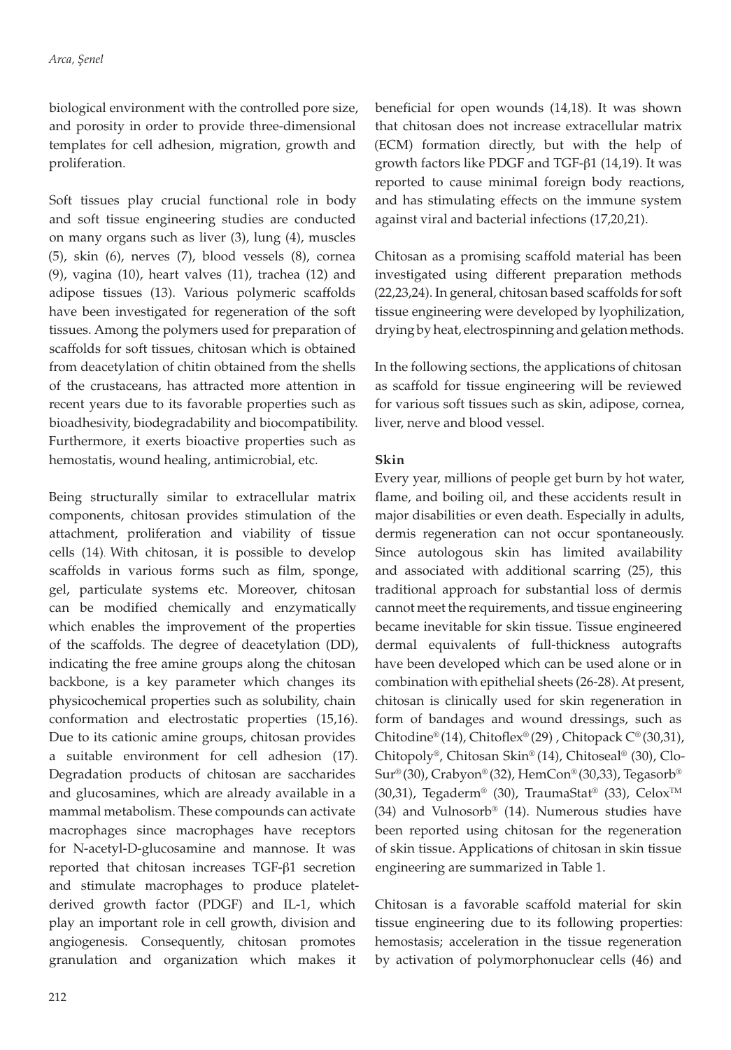biological environment with the controlled pore size, and porosity in order to provide three-dimensional templates for cell adhesion, migration, growth and proliferation.

Soft tissues play crucial functional role in body and soft tissue engineering studies are conducted on many organs such as liver (3), lung (4), muscles (5), skin (6), nerves (7), blood vessels (8), cornea (9), vagina (10), heart valves (11), trachea (12) and adipose tissues (13). Various polymeric scaffolds have been investigated for regeneration of the soft tissues. Among the polymers used for preparation of scaffolds for soft tissues, chitosan which is obtained from deacetylation of chitin obtained from the shells of the crustaceans, has attracted more attention in recent years due to its favorable properties such as bioadhesivity, biodegradability and biocompatibility. Furthermore, it exerts bioactive properties such as hemostatis, wound healing, antimicrobial, etc.

Being structurally similar to extracellular matrix components, chitosan provides stimulation of the attachment, proliferation and viability of tissue cells (14). With chitosan, it is possible to develop scaffolds in various forms such as film, sponge, gel, particulate systems etc. Moreover, chitosan can be modified chemically and enzymatically which enables the improvement of the properties of the scaffolds. The degree of deacetylation (DD), indicating the free amine groups along the chitosan backbone, is a key parameter which changes its physicochemical properties such as solubility, chain conformation and electrostatic properties (15,16). Due to its cationic amine groups, chitosan provides a suitable environment for cell adhesion (17). Degradation products of chitosan are saccharides and glucosamines, which are already available in a mammal metabolism. These compounds can activate macrophages since macrophages have receptors for N-acetyl-D-glucosamine and mannose. It was reported that chitosan increases TGF-β1 secretion and stimulate macrophages to produce platelet-derived growth factor (PDGF) and IL-1, which play an important role in cell growth, division and angiogenesis. Consequently, chitosan promotes granulation and organization which makes it beneficial for open wounds (14,18). It was shown that chitosan does not increase extracellular matrix (ECM) formation directly, but with the help of growth factors like PDGF and TGF-β1 (14,19). It was reported to cause minimal foreign body reactions, and has stimulating effects on the immune system against viral and bacterial infections (17,20,21).

Chitosan as a promising scaffold material has been investigated using different preparation methods (22,23,24). In general, chitosan based scaffolds for soft tissue engineering were developed by lyophilization, drying by heat, electrospinning and gelation methods.

In the following sections, the applications of chitosan as scaffold for tissue engineering will be reviewed for various soft tissues such as skin, adipose, cornea, liver, nerve and blood vessel.

**Skin**

Every year, millions of people get burn by hot water, flame, and boiling oil, and these accidents result in major disabilities or even death. Especially in adults, dermis regeneration can not occur spontaneously. Since autologous skin has limited availability and associated with additional scarring (25), this traditional approach for substantial loss of dermis cannot meet the requirements, and tissue engineering became inevitable for skin tissue. Tissue engineered dermal equivalents of full-thickness autografts have been developed which can be used alone or in combination with epithelial sheets (26-28). At present, chitosan is clinically used for skin regeneration in form of bandages and wound dressings, such as Chitodine® (14), Chitoflex® (29) , Chitopack C® (30,31), Chitopoly®, Chitosan Skin® (14), Chitoseal® (30), Clo-Sur® (30), Crabyon® (32), HemCon® (30,33), Tegasorb® (30,31), Tegaderm® (30), TraumaStat® (33), Celox™ (34) and Vulnosorb® (14). Numerous studies have been reported using chitosan for the regeneration of skin tissue. Applications of chitosan in skin tissue engineering are summarized in Table 1.

Chitosan is a favorable scaffold material for skin tissue engineering due to its following properties: hemostasis; acceleration in the tissue regeneration by activation of polymorphonuclear cells (46) and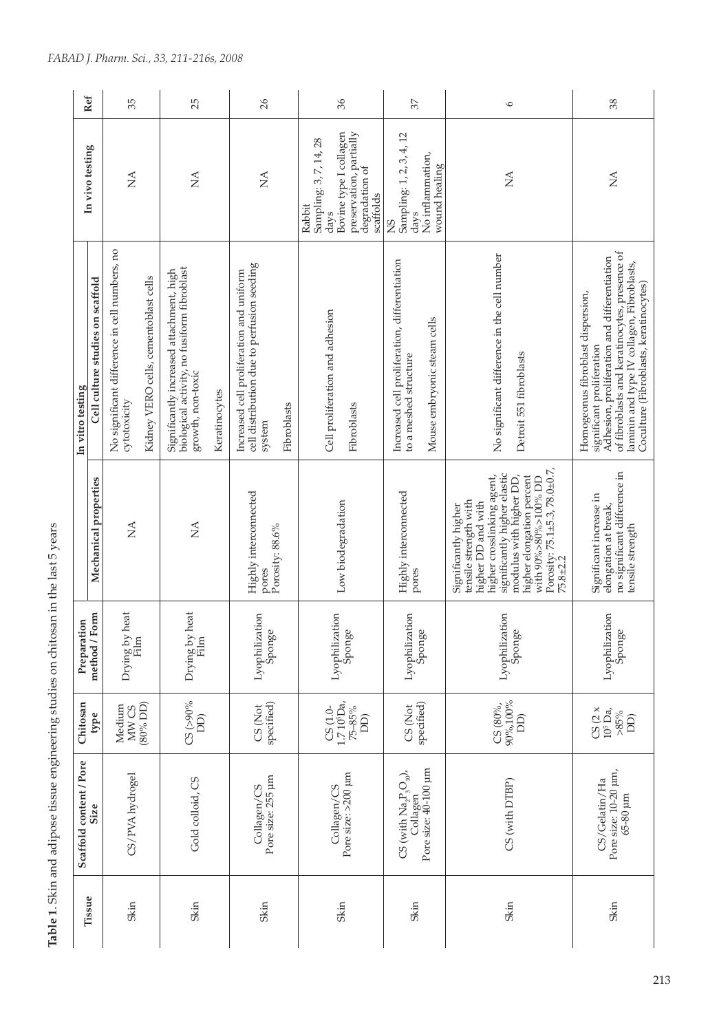**Table 1.** Skin and adipose tissue engineering studies on chitosan in the last 5 years

| Tissue | Scaffold content / Pore Size | Chitosan type | Preparation method / Form | Mechanical properties | In vitro testing | | In vivo testing | Ref |
|---|---|---|---|---|---|---|---|---|
| | | | | | Cell culture studies on scaffold | | | |
| Skin | CS/PVA hydrogel | Medium MW CS (80% DD) | Drying by heat Film | NA | No significant difference in cell numbers, no cytotoxicity | Kidney VERO cells, cementoblast cells | NA | 35 |
| Skin | Gold colloid, CS | CS (>90% DD) | Drying by heat Film | NA | Significantly increased attachment, high biological activity, no fusiform fibroblast growth, non-toxic | Keratinocytes | NA | 25 |
| Skin | Collagen/CS Pore size: 255 µm | CS (Not specified) | Lyophilization Sponge | Highly interconnected pores Porosity: 88.6% | Increased cell proliferation and uniform cell distribution due to perfusion seeding system | Fibroblasts | NA | 26 |
| Skin | Collagen/CS Pore size: >200 µm | CS (1.0-1.7 $10^5$Da, 75–85% DD) | Lyophilization Sponge | Low biodegradation | Cell proliferation and adhesion | Fibroblasts | Rabbit Sampling: 3, 7, 14, 28 days Bovine type I collagen preservation, partially degradation of scaffolds | 36 |
| Skin | CS (with $Na_2P_3O_{10}$), Collagen Pore size: 40-100 µm | CS (Not specified) | Lyophilization Sponge | Highly interconnected pores | Increased cell proliferation, differentiation to a meshed structure | Mouse embryonic steam cells | NS Sampling: 1, 2, 3, 4, 12 days No inflammation, wound healing | 37 |
| Skin | CS (with DTBP) | CS (80%, 90%,100% DD) | Lyophilization Sponge | Significantly higher tensile strength with higher DD and with higher crosslinking agent, significantly higher elastic modulus with higher DD, higher elongation percent with 90%>80%>100% DD Porosity: 75.1±5.3, 78.0±0.7, 75.8±2.2 | No significant difference in the cell number | Detroit 551 fibroblasts | NA | 6 |
| Skin | CS/Gelatin/Ha Pore size: 10-20 µm, 65-80 µm | CS (2 x $10^5$ Da, >85% DD) | Lyophilization Sponge | Significant increase in elongation at break, no significant difference in tensile strength | Homogeonus fibroblast dispersion, significant proliferation Adhesion, proliferation and differentiation of fibroblasts and keratinocytes, presence of laminin and type IV collagen, Fibroblasts, Coculture (Fibroblasts, keratinocytes) | | NA | 38 |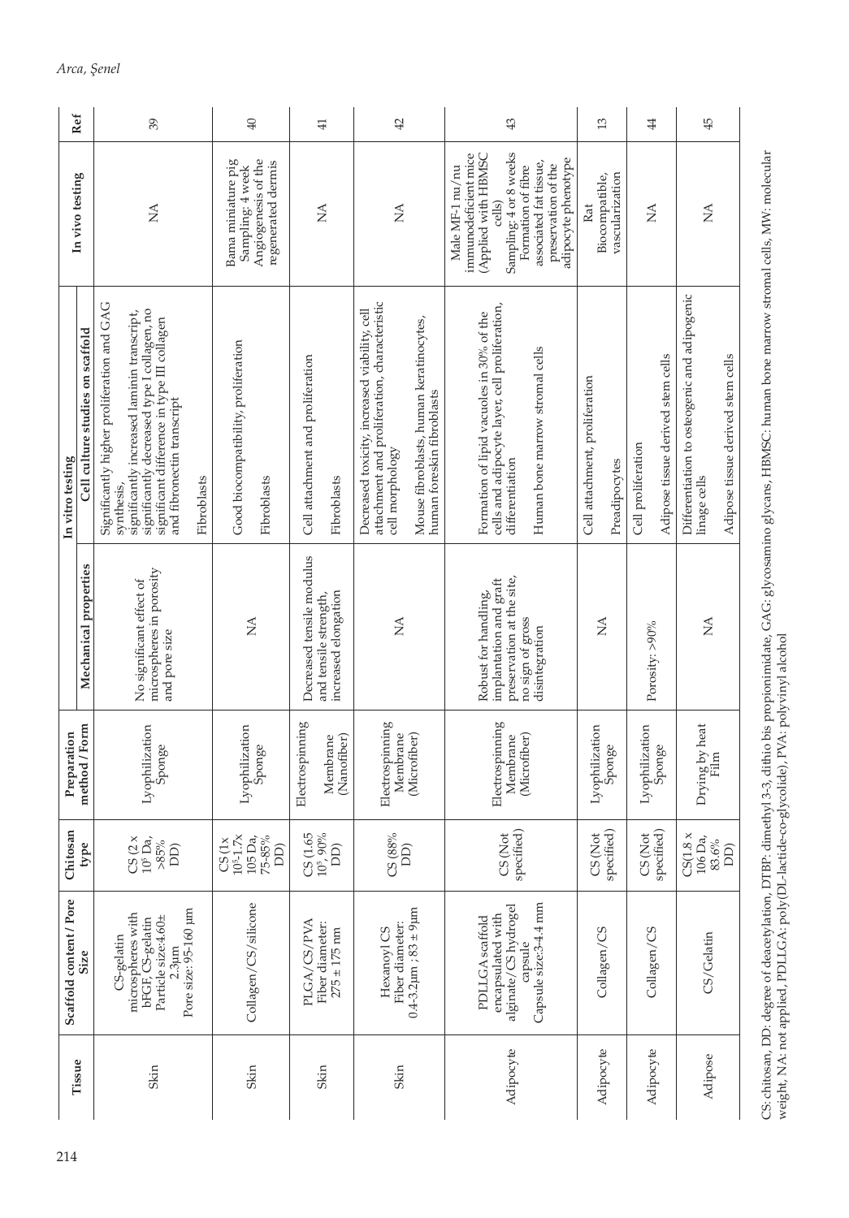| Tissue | Scaffold content / Pore Size | Chitosan type | Preparation method / Form | Mechanical properties | In vitro testing | | In vivo testing | Ref |
|---|---|---|---|---|---|---|---|---|
| | | | | | Cell culture studies on scaffold | | | |
| Skin | CS-gelatin microspheres with bFGF, CS-gelatin Particle size:4.60± 2.3µm Pore size: 95-160 µm | CS (2 x $10^5$ Da, >85% DD) | Lyophilization Sponge | No significant effect of microspheres in porosity and pore size | Significantly higher proliferation and GAG synthesis, significantly increased laminin transcript, significantly decreased type I collagen, no significant difference in type III collagen and fibronectin transcript | Fibroblasts | NA | 39 |
| Skin | Collagen/CS/silicone | CS (1x $10^5$-1.7x 105 Da, 75-85% DD) | Lyophilization Sponge | NA | Good biocompatibility, proliferation | Fibroblasts | Bama miniature pig Sampling: 4 week Angiogenesis of the regenerated dermis | 40 |
| Skin | PLGA/CS/PVA Fiber diameter: 275 ± 175 nm | CS (1.65 $10^5$, 90% DD) | Electrospinning Membrane (Nanofiber) | Decreased tensile modulus and tensile strength, increased elongation | Cell attachment and proliferation | Fibroblasts | NA | 41 |
| Skin | Hexanoyl CS Fiber diameter: 0.4-3.2µm ; 83 ± 9µm | CS (88% DD) | Electrospinning Membrane (Microfiber) | NA | Decreased toxicity, increased viability, cell attachment and proliferation, characteristic cell morphology | Mouse fibroblasts, human keratinocytes, human foreskin fibroblasts | NA | 42 |
| Adipocyte | PDLLGA scaffold encapsulated with alginate/CS hydrogel capsule Capsule size:3-4.4 mm | CS (Not specified) | Electrospinning Membrane (Microfiber) | Robust for handling, implantation and graft preservation at the site, no sign of gross disintegration | Formation of lipid vacuoles in 30% of the cells and adipocyte layer, cell proliferation, differentiation | Human bone marrow stromal cells | Male MF-1 nu/nu immunodeficient mice (Applied with HBMSC cells) Sampling: 4 or 8 weeks Formation of fibre associated fat tissue, preservation of the adipocyte phenotype | 43 |
| Adipocyte | Collagen/CS | CS (Not specified) | Lyophilization Sponge | NA | Cell attachment, proliferation | Preadipocytes | Rat Biocompatible, vascularization | 13 |
| Adipocyte | Collagen/CS | CS (Not specified) | Lyophilization Sponge | Porosity: >90% | Cell proliferation | Adipose tissue derived stem cells | NA | 44 |
| Adipose | CS/Gelatin | CS(1.8 x 106 Da, 83.6% DD) | Drying by heat Film | NA | Differentiation to osteogenic and adipogenic linage cells | Adipose tissue derived stem cells | NA | 45 |

CS: chitosan, DD: degree of deacetylation, DTBP: dimethyl 3-3, dithio bis propionimidate, GAG: glycosamino glycans, HBMSC: human bone marrow stromal cells, MW: molecular weight, NA: not applied, PDLLGA: poly(DL-lactide-co-glycolide), PVA: polyvinyl alcohol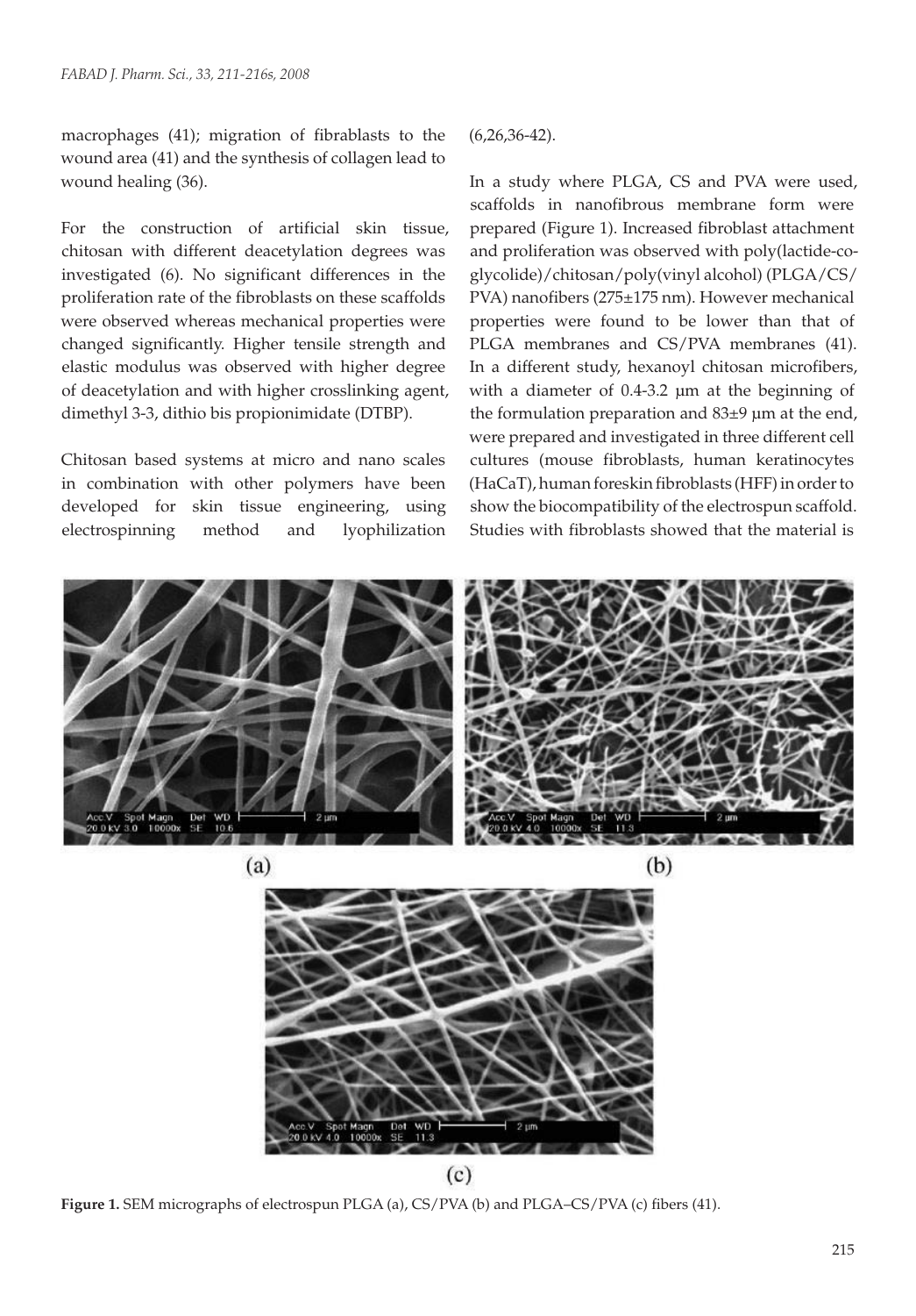macrophages (41); migration of fibrablasts to the wound area (41) and the synthesis of collagen lead to wound healing (36).

For the construction of artificial skin tissue, chitosan with different deacetylation degrees was investigated (6). No significant differences in the proliferation rate of the fibroblasts on these scaffolds were observed whereas mechanical properties were changed significantly. Higher tensile strength and elastic modulus was observed with higher degree of deacetylation and with higher crosslinking agent, dimethyl 3-3, dithio bis propionimidate (DTBP).

Chitosan based systems at micro and nano scales in combination with other polymers have been developed for skin tissue engineering, using electrospinning method and lyophilization (6,26,36-42).

In a study where PLGA, CS and PVA were used, scaffolds in nanofibrous membrane form were prepared (Figure 1). Increased fibroblast attachment and proliferation was observed with poly(lactide-co-glycolide)/chitosan/poly(vinyl alcohol) (PLGA/CS/PVA) nanofibers (275±175 nm). However mechanical properties were found to be lower than that of PLGA membranes and CS/PVA membranes (41). In a different study, hexanoyl chitosan microfibers, with a diameter of 0.4-3.2 µm at the beginning of the formulation preparation and 83±9 µm at the end, were prepared and investigated in three different cell cultures (mouse fibroblasts, human keratinocytes (HaCaT), human foreskin fibroblasts (HFF) in order to show the biocompatibility of the electrospun scaffold. Studies with fibroblasts showed that the material is

**Figure 1.** SEM micrographs of electrospun PLGA (a), CS/PVA (b) and PLGA–CS/PVA (c) fibers (41).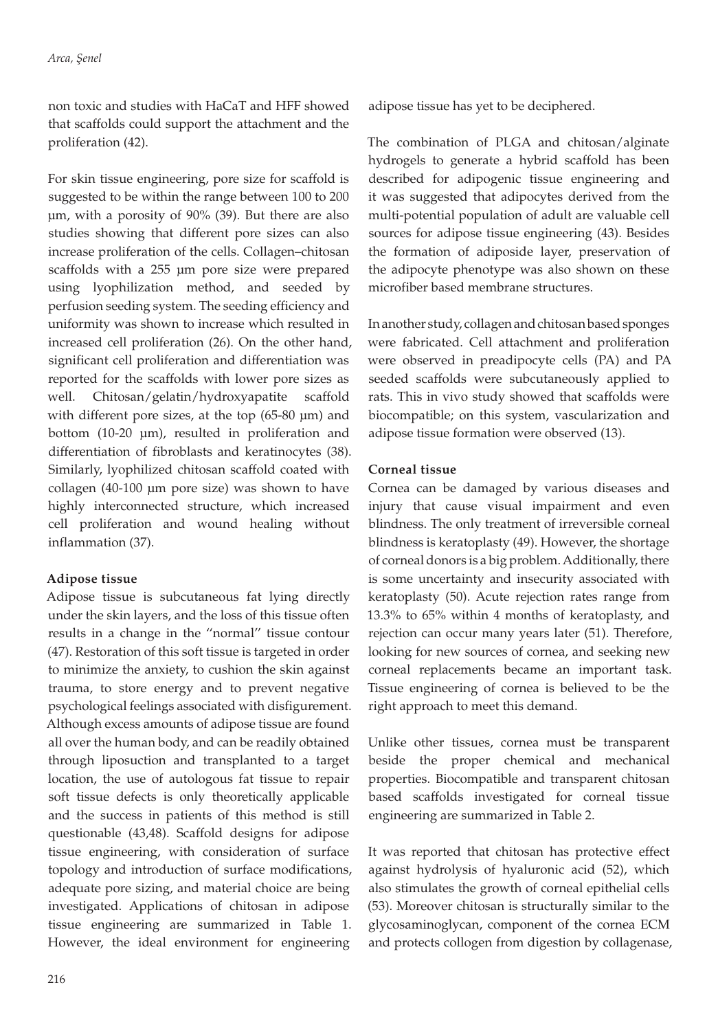non toxic and studies with HaCaT and HFF showed that scaffolds could support the attachment and the proliferation (42).

For skin tissue engineering, pore size for scaffold is suggested to be within the range between 100 to 200 µm, with a porosity of 90% (39). But there are also studies showing that different pore sizes can also increase proliferation of the cells. Collagen–chitosan scaffolds with a 255 µm pore size were prepared using lyophilization method, and seeded by perfusion seeding system. The seeding efficiency and uniformity was shown to increase which resulted in increased cell proliferation (26). On the other hand, significant cell proliferation and differentiation was reported for the scaffolds with lower pore sizes as well. Chitosan/gelatin/hydroxyapatite scaffold with different pore sizes, at the top (65-80 µm) and bottom (10-20 µm), resulted in proliferation and differentiation of fibroblasts and keratinocytes (38). Similarly, lyophilized chitosan scaffold coated with collagen (40-100 µm pore size) was shown to have highly interconnected structure, which increased cell proliferation and wound healing without inflammation (37).

**Adipose tissue**

Adipose tissue is subcutaneous fat lying directly under the skin layers, and the loss of this tissue often results in a change in the ''normal'' tissue contour (47). Restoration of this soft tissue is targeted in order to minimize the anxiety, to cushion the skin against trauma, to store energy and to prevent negative psychological feelings associated with disfigurement. Although excess amounts of adipose tissue are found all over the human body, and can be readily obtained through liposuction and transplanted to a target location, the use of autologous fat tissue to repair soft tissue defects is only theoretically applicable and the success in patients of this method is still questionable (43,48). Scaffold designs for adipose tissue engineering, with consideration of surface topology and introduction of surface modifications, adequate pore sizing, and material choice are being investigated. Applications of chitosan in adipose tissue engineering are summarized in Table 1. However, the ideal environment for engineering adipose tissue has yet to be deciphered.

The combination of PLGA and chitosan/alginate hydrogels to generate a hybrid scaffold has been described for adipogenic tissue engineering and it was suggested that adipocytes derived from the multi-potential population of adult are valuable cell sources for adipose tissue engineering (43). Besides the formation of adiposide layer, preservation of the adipocyte phenotype was also shown on these microfiber based membrane structures.

In another study, collagen and chitosan based sponges were fabricated. Cell attachment and proliferation were observed in preadipocyte cells (PA) and PA seeded scaffolds were subcutaneously applied to rats. This in vivo study showed that scaffolds were biocompatible; on this system, vascularization and adipose tissue formation were observed (13).

**Corneal tissue**

Cornea can be damaged by various diseases and injury that cause visual impairment and even blindness. The only treatment of irreversible corneal blindness is keratoplasty (49). However, the shortage of corneal donors is a big problem. Additionally, there is some uncertainty and insecurity associated with keratoplasty (50). Acute rejection rates range from 13.3% to 65% within 4 months of keratoplasty, and rejection can occur many years later (51). Therefore, looking for new sources of cornea, and seeking new corneal replacements became an important task. Tissue engineering of cornea is believed to be the right approach to meet this demand.

Unlike other tissues, cornea must be transparent beside the proper chemical and mechanical properties. Biocompatible and transparent chitosan based scaffolds investigated for corneal tissue engineering are summarized in Table 2.

It was reported that chitosan has protective effect against hydrolysis of hyaluronic acid (52), which also stimulates the growth of corneal epithelial cells (53). Moreover chitosan is structurally similar to the glycosaminoglycan, component of the cornea ECM and protects collagen from digestion by collagenase,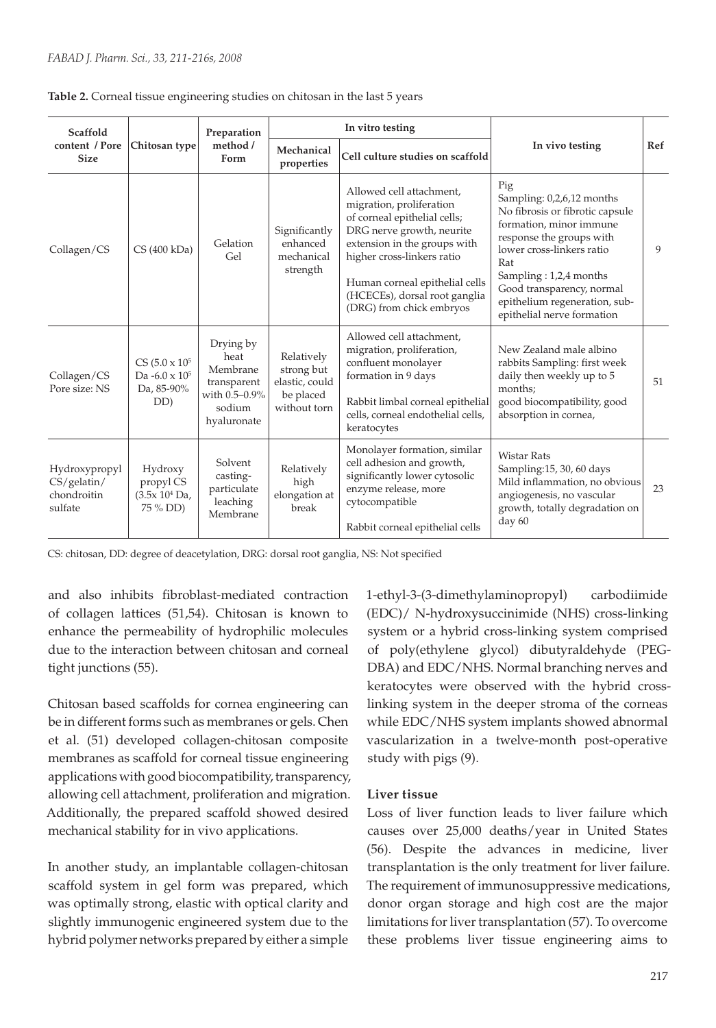**Table 2.** Corneal tissue engineering studies on chitosan in the last 5 years

| Scaffold content / Pore Size | Chitosan type | Preparation method / Form | In vitro testing | | In vivo testing | Ref |
|---|---|---|---|---|---|---|
| | | | Mechanical properties | Cell culture studies on scaffold | | |
| Collagen/CS | CS (400 kDa) | Gelation Gel | Significantly enhanced mechanical strength | Allowed cell attachment, migration, proliferation of corneal epithelial cells; DRG nerve growth, neurite extension in the groups with higher cross-linkers ratio<br><br>Human corneal epithelial cells (HCECEs), dorsal root ganglia (DRG) from chick embryos | Pig<br>Sampling: 0,2,6,12 months<br>No fibrosis or fibrotic capsule formation, minor immune response the groups with lower cross-linkers ratio<br>Rat<br>Sampling : 1,2,4 months<br>Good transparency, normal epithelium regeneration, sub-epithelial nerve formation | 9 |
| Collagen/CS<br>Pore size: NS | CS ($5.0 \times 10^5$ Da -$6.0 \times 10^5$ Da, 85-90% DD) | Drying by heat Membrane transparent with 0.5–0.9% sodium hyaluronate | Relatively strong but elastic, could be placed without torn | Allowed cell attachment, migration, proliferation, confluent monolayer formation in 9 days<br><br>Rabbit limbal corneal epithelial cells, corneal endothelial cells, keratocytes | New Zealand male albino rabbits Sampling: first week daily then weekly up to 5 months;<br>good biocompatibility, good absorption in cornea, | 51 |
| Hydroxypropyl CS/gelatin/ chondroitin sulfate | Hydroxy propyl CS ($3.5 \times 10^4$ Da, 75 % DD) | Solvent casting-particulate leaching Membrane | Relatively high elongation at break | Monolayer formation, similar cell adhesion and growth, significantly lower cytosolic enzyme release, more cytocompatible<br><br>Rabbit corneal epithelial cells | Wistar Rats<br>Sampling:15, 30, 60 days<br>Mild inflammation, no obvious angiogenesis, no vascular growth, totally degradation on day 60 | 23 |

CS: chitosan, DD: degree of deacetylation, DRG: dorsal root ganglia, NS: Not specified

and also inhibits fibroblast-mediated contraction of collagen lattices (51,54). Chitosan is known to enhance the permeability of hydrophilic molecules due to the interaction between chitosan and corneal tight junctions (55).

Chitosan based scaffolds for cornea engineering can be in different forms such as membranes or gels. Chen et al. (51) developed collagen-chitosan composite membranes as scaffold for corneal tissue engineering applications with good biocompatibility, transparency, allowing cell attachment, proliferation and migration. Additionally, the prepared scaffold showed desired mechanical stability for in vivo applications.

In another study, an implantable collagen-chitosan scaffold system in gel form was prepared, which was optimally strong, elastic with optical clarity and slightly immunogenic engineered system due to the hybrid polymer networks prepared by either a simple 1-ethyl-3-(3-dimethylaminopropyl) carbodiimide (EDC)/ N-hydroxysuccinimide (NHS) cross-linking system or a hybrid cross-linking system comprised of poly(ethylene glycol) dibutyraldehyde (PEG-DBA) and EDC/NHS. Normal branching nerves and keratocytes were observed with the hybrid cross-linking system in the deeper stroma of the corneas while EDC/NHS system implants showed abnormal vascularization in a twelve-month post-operative study with pigs (9).

### Liver tissue

Loss of liver function leads to liver failure which causes over 25,000 deaths/year in United States (56). Despite the advances in medicine, liver transplantation is the only treatment for liver failure. The requirement of immunosuppressive medications, donor organ storage and high cost are the major limitations for liver transplantation (57). To overcome these problems liver tissue engineering aims to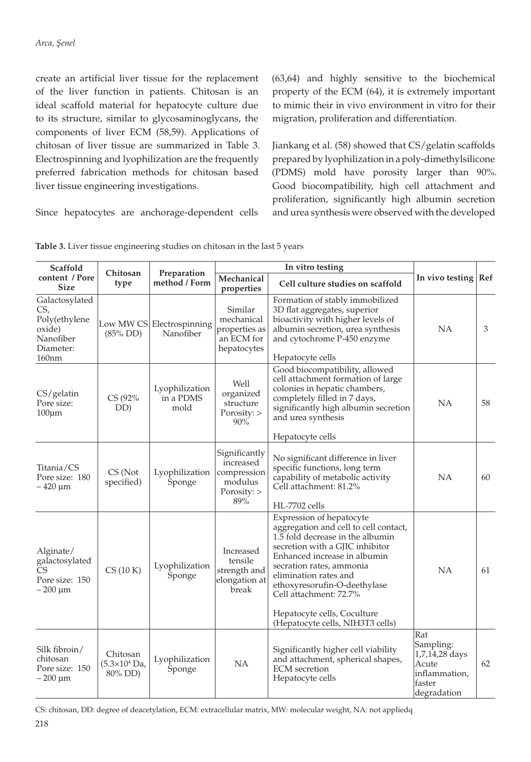create an artificial liver tissue for the replacement of the liver function in patients. Chitosan is an ideal scaffold material for hepatocyte culture due to its structure, similar to glycosaminoglycans, the components of liver ECM (58,59). Applications of chitosan of liver tissue are summarized in Table 3. Electrospinning and lyophilization are the frequently preferred fabrication methods for chitosan based liver tissue engineering investigations.

Since hepatocytes are anchorage-dependent cells (63,64) and highly sensitive to the biochemical property of the ECM (64), it is extremely important to mimic their in vivo environment in vitro for their migration, proliferation and differentiation.

Jiankang et al. (58) showed that CS/gelatin scaffolds prepared by lyophilization in a poly-dimethylsilicone (PDMS) mold have porosity larger than 90%. Good biocompatibility, high cell attachment and proliferation, significantly high albumin secretion and urea synthesis were observed with the developed

**Table 3.** Liver tissue engineering studies on chitosan in the last 5 years

| Scaffold content / Pore Size | Chitosan type | Preparation method / Form | In vitro testing | | In vivo testing | Ref |
|---|---|---|---|---|---|---|
| | | | Mechanical properties | Cell culture studies on scaffold | | |
| Galactosylated CS, Poly(ethylene oxide) Nanofiber Diameter: 160nm | Low MW CS (85% DD) | Electrospinning Nanofiber | Similar mechanical properties as an ECM for hepatocytes | Formation of stably immobilized 3D flat aggregates, superior bioactivity with higher levels of albumin secretion, urea synthesis and cytochrome P-450 enzyme<br><br>Hepatocyte cells | NA | 3 |
| CS/gelatin Pore size: 100µm | CS (92% DD) | Lyophilization in a PDMS mold | Well organized structure Porosity: > 90% | Good biocompatibility, allowed cell attachment formation of large colonies in hepatic chambers, completely filled in 7 days, significantly high albumin secretion and urea synthesis<br><br>Hepatocyte cells | NA | 58 |
| Titania/CS Pore size: 180 – 420 µm | CS (Not specified) | Lyophilization Sponge | Significantly increased compression modulus Porosity: > 89% | No significant difference in liver specific functions, long term capability of metabolic activity Cell attachment: 81.2%<br><br>HL-7702 cells | NA | 60 |
| Alginate/ galactosylated CS Pore size: 150 – 200 µm | CS (10 K) | Lyophilization Sponge | Increased tensile strength and elongation at break | Expression of hepatocyte aggregation and cell to cell contact, 1.5 fold decrease in the albumin secretion with a GJIC inhibitor Enhanced increase in albumin secration rates, ammonia elimination rates and ethoxyresorufin-O-deethylase Cell attachment: 72.7%<br><br>Hepatocyte cells, Coculture (Hepatocyte cells, NIH3T3 cells) | NA | 61 |
| Silk fibroin/ chitosan Pore size: 150 – 200 µm | Chitosan ($5.3\times10^4$ Da, 80% DD) | Lyophilization Sponge | NA | Significantly higher cell viability and attachment, spherical shapes, ECM secretion Hepatocyte cells | Rat Sampling: 1,7,14,28 days Acute inflammation, faster degradation | 62 |

CS: chitosan, DD: degree of deacetylation, ECM: extracellular matrix, MW: molecular weight, NA: not appliedq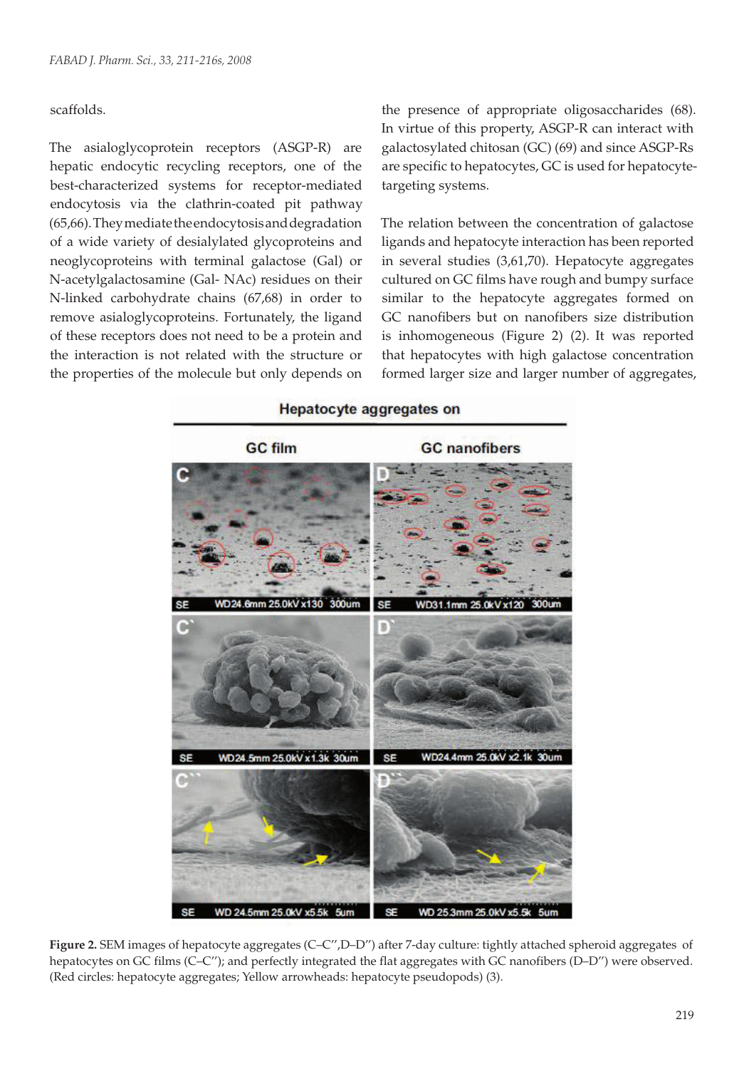scaffolds.

The asialoglycoprotein receptors (ASGP-R) are hepatic endocytic recycling receptors, one of the best-characterized systems for receptor-mediated endocytosis via the clathrin-coated pit pathway (65,66). They mediate the endocytosis and degradation of a wide variety of desialylated glycoproteins and neoglycoproteins with terminal galactose (Gal) or N-acetylgalactosamine (Gal- NAc) residues on their N-linked carbohydrate chains (67,68) in order to remove asialoglycoproteins. Fortunately, the ligand of these receptors does not need to be a protein and the interaction is not related with the structure or the properties of the molecule but only depends on the presence of appropriate oligosaccharides (68). In virtue of this property, ASGP-R can interact with galactosylated chitosan (GC) (69) and since ASGP-Rs are specific to hepatocytes, GC is used for hepatocyte-targeting systems.

The relation between the concentration of galactose ligands and hepatocyte interaction has been reported in several studies (3,61,70). Hepatocyte aggregates cultured on GC films have rough and bumpy surface similar to the hepatocyte aggregates formed on GC nanofibers but on nanofibers size distribution is inhomogeneous (Figure 2) (2). It was reported that hepatocytes with high galactose concentration formed larger size and larger number of aggregates,

**Figure 2.** SEM images of hepatocyte aggregates (C–C'',D–D'') after 7-day culture: tightly attached spheroid aggregates of hepatocytes on GC films (C–C''); and perfectly integrated the flat aggregates with GC nanofibers (D–D'') were observed. (Red circles: hepatocyte aggregates; Yellow arrowheads: hepatocyte pseudopods) (3).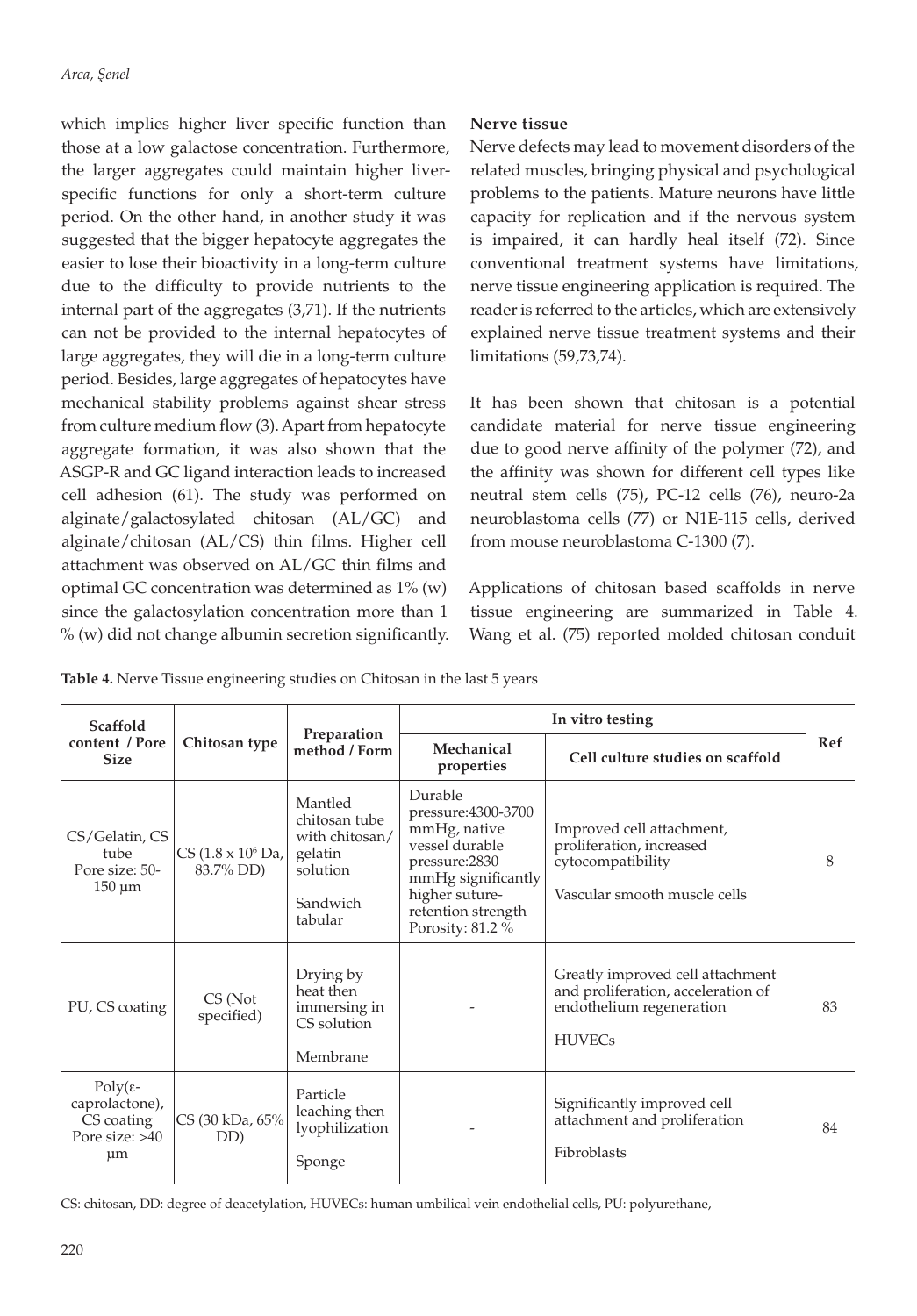which implies higher liver specific function than those at a low galactose concentration. Furthermore, the larger aggregates could maintain higher liver-specific functions for only a short-term culture period. On the other hand, in another study it was suggested that the bigger hepatocyte aggregates the easier to lose their bioactivity in a long-term culture due to the difficulty to provide nutrients to the internal part of the aggregates (3,71). If the nutrients can not be provided to the internal hepatocytes of large aggregates, they will die in a long-term culture period. Besides, large aggregates of hepatocytes have mechanical stability problems against shear stress from culture medium flow (3). Apart from hepatocyte aggregate formation, it was also shown that the ASGP-R and GC ligand interaction leads to increased cell adhesion (61). The study was performed on alginate/galactosylated chitosan (AL/GC) and alginate/chitosan (AL/CS) thin films. Higher cell attachment was observed on AL/GC thin films and optimal GC concentration was determined as 1% (w) since the galactosylation concentration more than 1 % (w) did not change albumin secretion significantly.

**Nerve tissue**

Nerve defects may lead to movement disorders of the related muscles, bringing physical and psychological problems to the patients. Mature neurons have little capacity for replication and if the nervous system is impaired, it can hardly heal itself (72). Since conventional treatment systems have limitations, nerve tissue engineering application is required. The reader is referred to the articles, which are extensively explained nerve tissue treatment systems and their limitations (59,73,74).

It has been shown that chitosan is a potential candidate material for nerve tissue engineering due to good nerve affinity of the polymer (72), and the affinity was shown for different cell types like neutral stem cells (75), PC-12 cells (76), neuro-2a neuroblastoma cells (77) or N1E-115 cells, derived from mouse neuroblastoma C-1300 (7).

Applications of chitosan based scaffolds in nerve tissue engineering are summarized in Table 4. Wang et al. (75) reported molded chitosan conduit

**Table 4.** Nerve Tissue engineering studies on Chitosan in the last 5 years

| Scaffold content / Pore Size | Chitosan type | Preparation method / Form | In vitro testing | | Ref |
|---|---|---|---|---|---|
| | | | Mechanical properties | Cell culture studies on scaffold | |
| CS/Gelatin, CS tube Pore size: 50-150 µm | CS ($1.8 \times 10^6$ Da, 83.7% DD) | Mantled chitosan tube with chitosan/ gelatin solution<br><br>Sandwich tabular | Durable pressure:4300-3700 mmHg, native vessel durable pressure:2830 mmHg significantly higher suture-retention strength Porosity: 81.2 % | Improved cell attachment, proliferation, increased cytocompatibility<br><br>Vascular smooth muscle cells | 8 |
| PU, CS coating | CS (Not specified) | Drying by heat then immersing in CS solution<br><br>Membrane | - | Greatly improved cell attachment and proliferation, acceleration of endothelium regeneration<br><br>HUVECs | 83 |
| Poly(ε-caprolactone), CS coating Pore size: >40 µm | CS (30 kDa, 65% DD) | Particle leaching then lyophilization<br><br>Sponge | - | Significantly improved cell attachment and proliferation<br><br>Fibroblasts | 84 |

CS: chitosan, DD: degree of deacetylation, HUVECs: human umbilical vein endothelial cells, PU: polyurethane,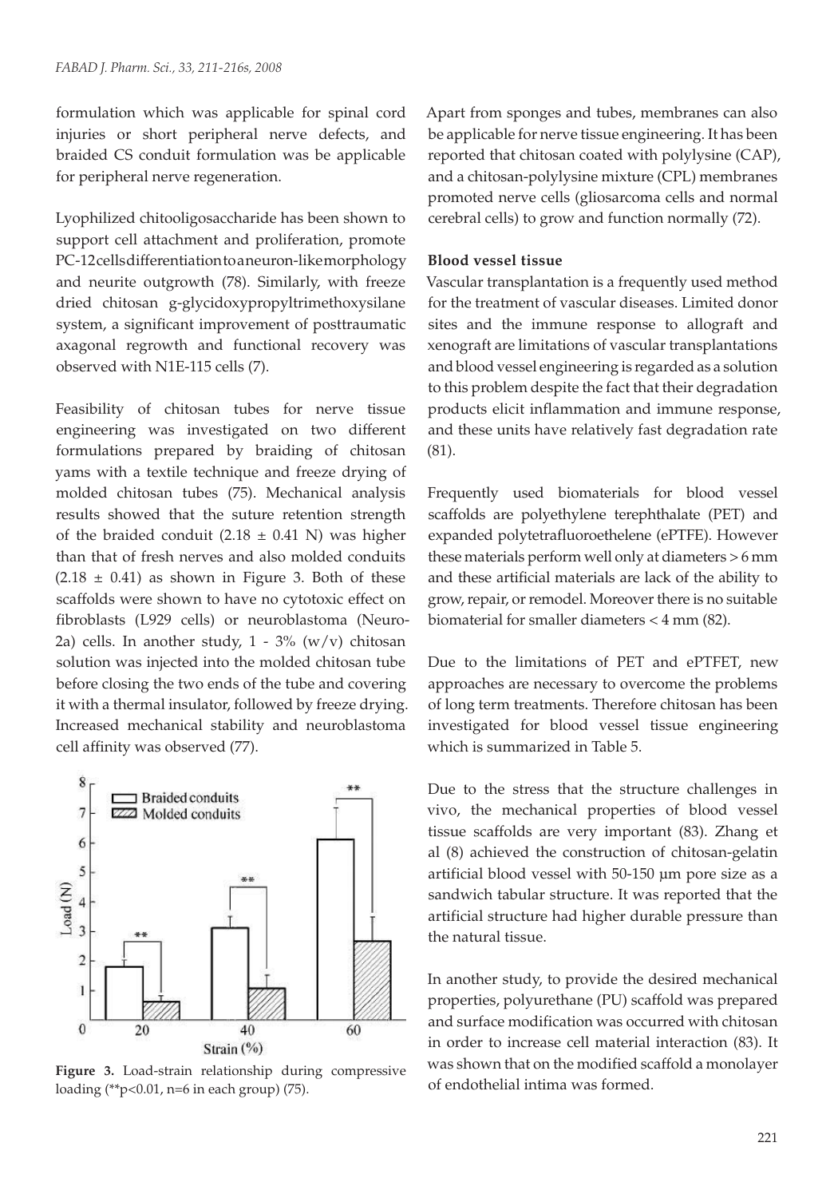formulation which was applicable for spinal cord injuries or short peripheral nerve defects, and braided CS conduit formulation was be applicable for peripheral nerve regeneration.

Lyophilized chitooligosaccharide has been shown to support cell attachment and proliferation, promote PC-12 cells differentiation to a neuron-like morphology and neurite outgrowth (78). Similarly, with freeze dried chitosan g-glycidoxypropyltrimethoxysilane system, a significant improvement of posttraumatic axagonal regrowth and functional recovery was observed with N1E-115 cells (7).

Feasibility of chitosan tubes for nerve tissue engineering was investigated on two different formulations prepared by braiding of chitosan yams with a textile technique and freeze drying of molded chitosan tubes (75). Mechanical analysis results showed that the suture retention strength of the braided conduit (2.18 ± 0.41 N) was higher than that of fresh nerves and also molded conduits (2.18 ± 0.41) as shown in Figure 3. Both of these scaffolds were shown to have no cytotoxic effect on fibroblasts (L929 cells) or neuroblastoma (Neuro-2a) cells. In another study, 1 - 3% (w/v) chitosan solution was injected into the molded chitosan tube before closing the two ends of the tube and covering it with a thermal insulator, followed by freeze drying. Increased mechanical stability and neuroblastoma cell affinity was observed (77).

**Figure 3.** Load-strain relationship during compressive loading (**p<0.01, n=6 in each group) (75).

Apart from sponges and tubes, membranes can also be applicable for nerve tissue engineering. It has been reported that chitosan coated with polylysine (CAP), and a chitosan-polylysine mixture (CPL) membranes promoted nerve cells (gliosarcoma cells and normal cerebral cells) to grow and function normally (72).

**Blood vessel tissue**

Vascular transplantation is a frequently used method for the treatment of vascular diseases. Limited donor sites and the immune response to allograft and xenograft are limitations of vascular transplantations and blood vessel engineering is regarded as a solution to this problem despite the fact that their degradation products elicit inflammation and immune response, and these units have relatively fast degradation rate (81).

Frequently used biomaterials for blood vessel scaffolds are polyethylene terephthalate (PET) and expanded polytetrafluoroethelene (ePTFE). However these materials perform well only at diameters > 6 mm and these artificial materials are lack of the ability to grow, repair, or remodel. Moreover there is no suitable biomaterial for smaller diameters < 4 mm (82).

Due to the limitations of PET and ePTFET, new approaches are necessary to overcome the problems of long term treatments. Therefore chitosan has been investigated for blood vessel tissue engineering which is summarized in Table 5.

Due to the stress that the structure challenges in vivo, the mechanical properties of blood vessel tissue scaffolds are very important (83). Zhang et al (8) achieved the construction of chitosan-gelatin artificial blood vessel with 50-150 µm pore size as a sandwich tabular structure. It was reported that the artificial structure had higher durable pressure than the natural tissue.

In another study, to provide the desired mechanical properties, polyurethane (PU) scaffold was prepared and surface modification was occurred with chitosan in order to increase cell material interaction (83). It was shown that on the modified scaffold a monolayer of endothelial intima was formed.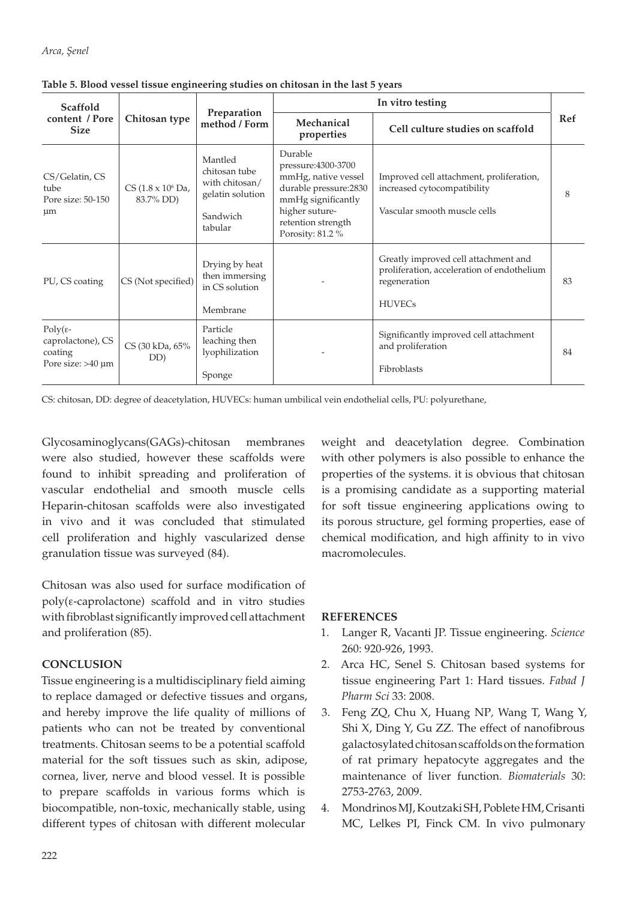**Table 5. Blood vessel tissue engineering studies on chitosan in the last 5 years**

| Scaffold content / Pore Size | Chitosan type | Preparation method / Form | In vitro testing | | Ref |
|---|---|---|---|---|---|
| | | | Mechanical properties | Cell culture studies on scaffold | |
| CS/Gelatin, CS tube Pore size: 50-150 μm | CS ($1.8 \times 10^6$ Da, 83.7% DD) | Mantled chitosan tube with chitosan/ gelatin solution<br><br>Sandwich tabular | Durable pressure:4300-3700 mmHg, native vessel durable pressure:2830 mmHg significantly higher suture-retention strength Porosity: 81.2 % | Improved cell attachment, proliferation, increased cytocompatibility<br><br>Vascular smooth muscle cells | 8 |
| PU, CS coating | CS (Not specified) | Drying by heat then immersing in CS solution<br><br>Membrane | - | Greatly improved cell attachment and proliferation, acceleration of endothelium regeneration<br><br>HUVECs | 83 |
| Poly(ε-caprolactone), CS coating Pore size: >40 μm | CS (30 kDa, 65% DD) | Particle leaching then lyophilization<br><br>Sponge | - | Significantly improved cell attachment and proliferation<br><br>Fibroblasts | 84 |

CS: chitosan, DD: degree of deacetylation, HUVECs: human umbilical vein endothelial cells, PU: polyurethane,

Glycosaminoglycans(GAGs)-chitosan membranes were also studied, however these scaffolds were found to inhibit spreading and proliferation of vascular endothelial and smooth muscle cells Heparin-chitosan scaffolds were also investigated in vivo and it was concluded that stimulated cell proliferation and highly vascularized dense granulation tissue was surveyed (84).

Chitosan was also used for surface modification of poly(ε-caprolactone) scaffold and in vitro studies with fibroblast significantly improved cell attachment and proliferation (85).

**CONCLUSION**

Tissue engineering is a multidisciplinary field aiming to replace damaged or defective tissues and organs, and hereby improve the life quality of millions of patients who can not be treated by conventional treatments. Chitosan seems to be a potential scaffold material for the soft tissues such as skin, adipose, cornea, liver, nerve and blood vessel. It is possible to prepare scaffolds in various forms which is biocompatible, non-toxic, mechanically stable, using different types of chitosan with different molecular weight and deacetylation degree. Combination with other polymers is also possible to enhance the properties of the systems. it is obvious that chitosan is a promising candidate as a supporting material for soft tissue engineering applications owing to its porous structure, gel forming properties, ease of chemical modification, and high affinity to in vivo macromolecules.

**REFERENCES**

1. Langer R, Vacanti JP. Tissue engineering. *Science* 260: 920-926, 1993.
2. Arca HC, Senel S. Chitosan based systems for tissue engineering Part 1: Hard tissues. *Fabad J Pharm Sci* 33: 2008.
3. Feng ZQ, Chu X, Huang NP, Wang T, Wang Y, Shi X, Ding Y, Gu ZZ. The effect of nanofibrous galactosylated chitosan scaffolds on the formation of rat primary hepatocyte aggregates and the maintenance of liver function. *Biomaterials* 30: 2753-2763, 2009.
4. Mondrinos MJ, Koutzaki SH, Poblete HM, Crisanti MC, Lelkes PI, Finck CM. In vivo pulmonary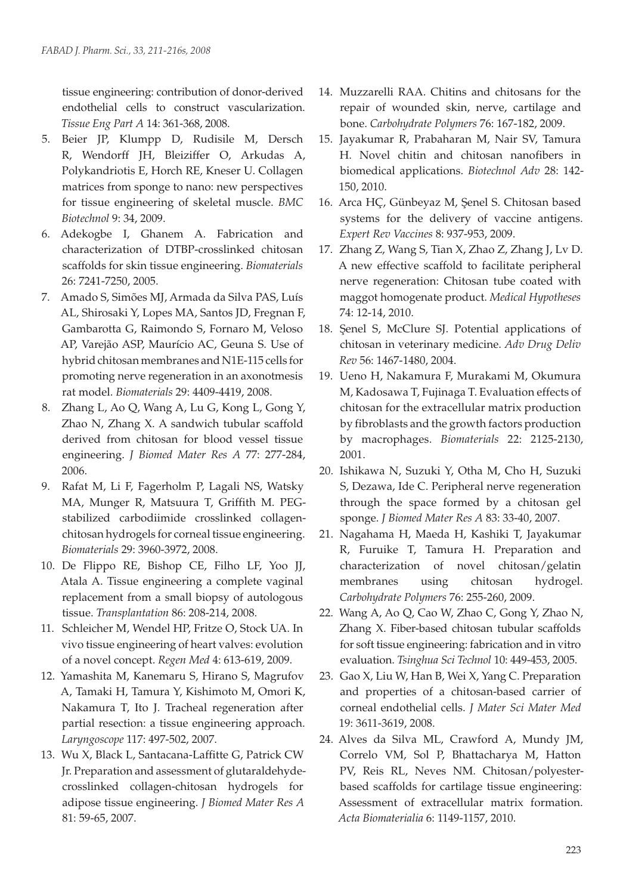tissue engineering: contribution of donor-derived endothelial cells to construct vascularization. *Tissue Eng Part A* 14: 361-368, 2008.

5. Beier JP, Klumpp D, Rudisile M, Dersch R, Wendorff JH, Bleiziffer O, Arkudas A, Polykandriotis E, Horch RE, Kneser U. Collagen matrices from sponge to nano: new perspectives for tissue engineering of skeletal muscle. *BMC Biotechnol* 9: 34, 2009.
6. Adekogbe I, Ghanem A. Fabrication and characterization of DTBP-crosslinked chitosan scaffolds for skin tissue engineering. *Biomaterials* 26: 7241-7250, 2005.
7. Amado S, Simões MJ, Armada da Silva PAS, Luís AL, Shirosaki Y, Lopes MA, Santos JD, Fregnan F, Gambarotta G, Raimondo S, Fornaro M, Veloso AP, Varejão ASP, Maurício AC, Geuna S. Use of hybrid chitosan membranes and N1E-115 cells for promoting nerve regeneration in an axonotmesis rat model. *Biomaterials* 29: 4409-4419, 2008.
8. Zhang L, Ao Q, Wang A, Lu G, Kong L, Gong Y, Zhao N, Zhang X. A sandwich tubular scaffold derived from chitosan for blood vessel tissue engineering. *J Biomed Mater Res A* 77: 277-284, 2006.
9. Rafat M, Li F, Fagerholm P, Lagali NS, Watsky MA, Munger R, Matsuura T, Griffith M. PEG-stabilized carbodiimide crosslinked collagen-chitosan hydrogels for corneal tissue engineering. *Biomaterials* 29: 3960-3972, 2008.
10. De Flippo RE, Bishop CE, Filho LF, Yoo JJ, Atala A. Tissue engineering a complete vaginal replacement from a small biopsy of autologous tissue. *Transplantation* 86: 208-214, 2008.
11. Schleicher M, Wendel HP, Fritze O, Stock UA. In vivo tissue engineering of heart valves: evolution of a novel concept. *Regen Med* 4: 613-619, 2009.
12. Yamashita M, Kanemaru S, Hirano S, Magrufov A, Tamaki H, Tamura Y, Kishimoto M, Omori K, Nakamura T, Ito J. Tracheal regeneration after partial resection: a tissue engineering approach. *Laryngoscope* 117: 497-502, 2007.
13. Wu X, Black L, Santacana-Laffitte G, Patrick CW Jr. Preparation and assessment of glutaraldehyde-crosslinked collagen-chitosan hydrogels for adipose tissue engineering. *J Biomed Mater Res A* 81: 59-65, 2007.
14. Muzzarelli RAA. Chitins and chitosans for the repair of wounded skin, nerve, cartilage and bone. *Carbohydrate Polymers* 76: 167-182, 2009.
15. Jayakumar R, Prabaharan M, Nair SV, Tamura H. Novel chitin and chitosan nanofibers in biomedical applications. *Biotechnol Adv* 28: 142-150, 2010.
16. Arca HÇ, Günbeyaz M, Şenel S. Chitosan based systems for the delivery of vaccine antigens. *Expert Rev Vaccines* 8: 937-953, 2009.
17. Zhang Z, Wang S, Tian X, Zhao Z, Zhang J, Lv D. A new effective scaffold to facilitate peripheral nerve regeneration: Chitosan tube coated with maggot homogenate product. *Medical Hypotheses* 74: 12-14, 2010.
18. Şenel S, McClure SJ. Potential applications of chitosan in veterinary medicine. *Adv Drug Deliv Rev* 56: 1467-1480, 2004.
19. Ueno H, Nakamura F, Murakami M, Okumura M, Kadosawa T, Fujinaga T. Evaluation effects of chitosan for the extracellular matrix production by fibroblasts and the growth factors production by macrophages. *Biomaterials* 22: 2125-2130, 2001.
20. Ishikawa N, Suzuki Y, Otha M, Cho H, Suzuki S, Dezawa, Ide C. Peripheral nerve regeneration through the space formed by a chitosan gel sponge. *J Biomed Mater Res A* 83: 33-40, 2007.
21. Nagahama H, Maeda H, Kashiki T, Jayakumar R, Furuike T, Tamura H. Preparation and characterization of novel chitosan/gelatin membranes using chitosan hydrogel. *Carbohydrate Polymers* 76: 255-260, 2009.
22. Wang A, Ao Q, Cao W, Zhao C, Gong Y, Zhao N, Zhang X. Fiber-based chitosan tubular scaffolds for soft tissue engineering: fabrication and in vitro evaluation. *Tsinghua Sci Technol* 10: 449-453, 2005.
23. Gao X, Liu W, Han B, Wei X, Yang C. Preparation and properties of a chitosan-based carrier of corneal endothelial cells. *J Mater Sci Mater Med* 19: 3611-3619, 2008.
24. Alves da Silva ML, Crawford A, Mundy JM, Correlo VM, Sol P, Bhattacharya M, Hatton PV, Reis RL, Neves NM. Chitosan/polyester-based scaffolds for cartilage tissue engineering: Assessment of extracellular matrix formation. *Acta Biomaterialia* 6: 1149-1157, 2010.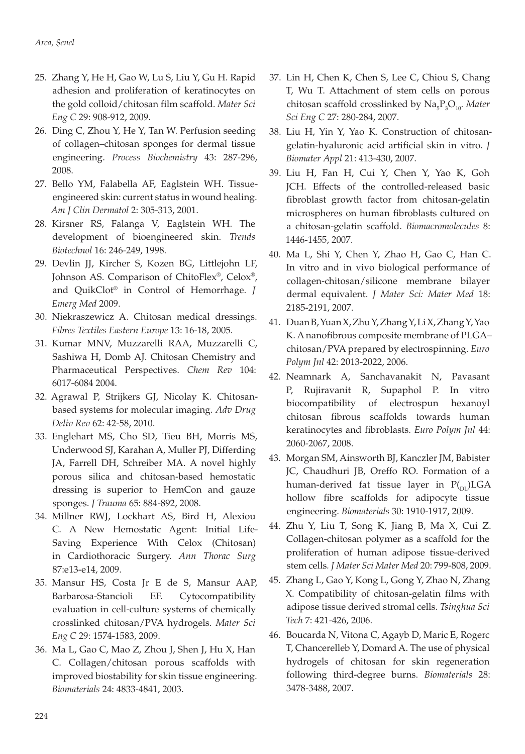25. Zhang Y, He H, Gao W, Lu S, Liu Y, Gu H. Rapid adhesion and proliferation of keratinocytes on the gold colloid/chitosan film scaffold. *Mater Sci Eng C* 29: 908-912, 2009.
26. Ding C, Zhou Y, He Y, Tan W. Perfusion seeding of collagen–chitosan sponges for dermal tissue engineering. *Process Biochemistry* 43: 287-296, 2008.
27. Bello YM, Falabella AF, Eaglstein WH. Tissue-engineered skin: current status in wound healing. *Am J Clin Dermatol* 2: 305-313, 2001.
28. Kirsner RS, Falanga V, Eaglstein WH. The development of bioengineered skin. *Trends Biotechnol* 16: 246-249, 1998.
29. Devlin JJ, Kircher S, Kozen BG, Littlejohn LF, Johnson AS. Comparison of ChitoFlex®, Celox®, and QuikClot® in Control of Hemorrhage. *J Emerg Med* 2009.
30. Niekraszewicz A. Chitosan medical dressings. *Fibres Textiles Eastern Europe* 13: 16-18, 2005.
31. Kumar MNV, Muzzarelli RAA, Muzzarelli C, Sashiwa H, Domb AJ. Chitosan Chemistry and Pharmaceutical Perspectives. *Chem Rev* 104: 6017-6084 2004.
32. Agrawal P, Strijkers GJ, Nicolay K. Chitosan-based systems for molecular imaging. *Adv Drug Deliv Rev* 62: 42-58, 2010.
33. Englehart MS, Cho SD, Tieu BH, Morris MS, Underwood SJ, Karahan A, Muller PJ, Differding JA, Farrell DH, Schreiber MA. A novel highly porous silica and chitosan-based hemostatic dressing is superior to HemCon and gauze sponges. *J Trauma* 65: 884-892, 2008.
34. Millner RWJ, Lockhart AS, Bird H, Alexiou C. A New Hemostatic Agent: Initial Life-Saving Experience With Celox (Chitosan) in Cardiothoracic Surgery. *Ann Thorac Surg* 87:e13-e14, 2009.
35. Mansur HS, Costa Jr E de S, Mansur AAP, Barbarosa-Stancioli EF. Cytocompatibility evaluation in cell-culture systems of chemically crosslinked chitosan/PVA hydrogels. *Mater Sci Eng C* 29: 1574-1583, 2009.
36. Ma L, Gao C, Mao Z, Zhou J, Shen J, Hu X, Han C. Collagen/chitosan porous scaffolds with improved biostability for skin tissue engineering. *Biomaterials* 24: 4833-4841, 2003.
37. Lin H, Chen K, Chen S, Lee C, Chiou S, Chang T, Wu T. Attachment of stem cells on porous chitosan scaffold crosslinked by $Na_5P_3O_{10}$. *Mater Sci Eng C* 27: 280-284, 2007.
38. Liu H, Yin Y, Yao K. Construction of chitosan-gelatin-hyaluronic acid artificial skin in vitro. *J Biomater Appl* 21: 413-430, 2007.
39. Liu H, Fan H, Cui Y, Chen Y, Yao K, Goh JCH. Effects of the controlled-released basic fibroblast growth factor from chitosan-gelatin microspheres on human fibroblasts cultured on a chitosan-gelatin scaffold. *Biomacromolecules* 8: 1446-1455, 2007.
40. Ma L, Shi Y, Chen Y, Zhao H, Gao C, Han C. In vitro and in vivo biological performance of collagen-chitosan/silicone membrane bilayer dermal equivalent. *J Mater Sci: Mater Med* 18: 2185-2191, 2007.
41. Duan B, Yuan X, Zhu Y, Zhang Y, Li X, Zhang Y, Yao K. A nanofibrous composite membrane of PLGA–chitosan/PVA prepared by electrospinning. *Euro Polym Jnl* 42: 2013-2022, 2006.
42. Neamnark A, Sanchavanakit N, Pavasant P, Rujiravanit R, Supaphol P. In vitro biocompatibility of electrospun hexanoyl chitosan fibrous scaffolds towards human keratinocytes and fibroblasts. *Euro Polym Jnl* 44: 2060-2067, 2008.
43. Morgan SM, Ainsworth BJ, Kanczler JM, Babister JC, Chaudhuri JB, Oreffo RO. Formation of a human-derived fat tissue layer in $P_{(DL)}$LGA hollow fibre scaffolds for adipocyte tissue engineering. *Biomaterials* 30: 1910-1917, 2009.
44. Zhu Y, Liu T, Song K, Jiang B, Ma X, Cui Z. Collagen-chitosan polymer as a scaffold for the proliferation of human adipose tissue-derived stem cells. *J Mater Sci Mater Med* 20: 799-808, 2009.
45. Zhang L, Gao Y, Kong L, Gong Y, Zhao N, Zhang X. Compatibility of chitosan-gelatin films with adipose tissue derived stromal cells. *Tsinghua Sci Tech* 7: 421-426, 2006.
46. Boucarda N, Vitona C, Agayb D, Maric E, Rogerc T, Chancerelleb Y, Domard A. The use of physical hydrogels of chitosan for skin regeneration following third-degree burns. *Biomaterials* 28: 3478-3488, 2007.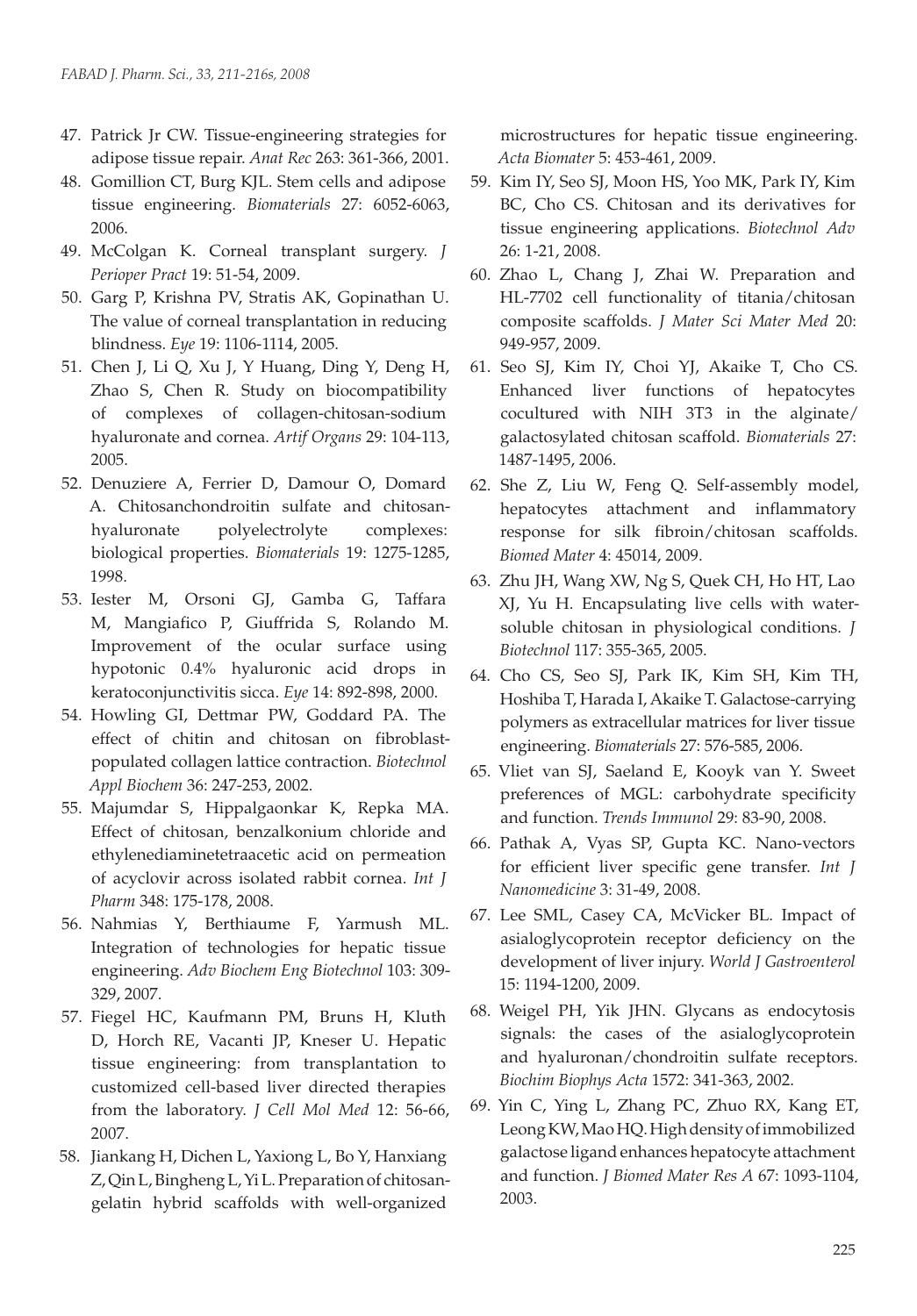47. Patrick Jr CW. Tissue-engineering strategies for adipose tissue repair. *Anat Rec* 263: 361-366, 2001.
48. Gomillion CT, Burg KJL. Stem cells and adipose tissue engineering. *Biomaterials* 27: 6052-6063, 2006.
49. McColgan K. Corneal transplant surgery. *J Perioper Pract* 19: 51-54, 2009.
50. Garg P, Krishna PV, Stratis AK, Gopinathan U. The value of corneal transplantation in reducing blindness. *Eye* 19: 1106-1114, 2005.
51. Chen J, Li Q, Xu J, Y Huang, Ding Y, Deng H, Zhao S, Chen R. Study on biocompatibility of complexes of collagen-chitosan-sodium hyaluronate and cornea. *Artif Organs* 29: 104-113, 2005.
52. Denuziere A, Ferrier D, Damour O, Domard A. Chitosanchondroitin sulfate and chitosan-hyaluronate polyelectrolyte complexes: biological properties. *Biomaterials* 19: 1275-1285, 1998.
53. Iester M, Orsoni GJ, Gamba G, Taffara M, Mangiafico P, Giuffrida S, Rolando M. Improvement of the ocular surface using hypotonic 0.4% hyaluronic acid drops in keratoconjunctivitis sicca. *Eye* 14: 892-898, 2000.
54. Howling GI, Dettmar PW, Goddard PA. The effect of chitin and chitosan on fibroblast-populated collagen lattice contraction. *Biotechnol Appl Biochem* 36: 247-253, 2002.
55. Majumdar S, Hippalgaonkar K, Repka MA. Effect of chitosan, benzalkonium chloride and ethylenediaminetetraacetic acid on permeation of acyclovir across isolated rabbit cornea. *Int J Pharm* 348: 175-178, 2008.
56. Nahmias Y, Berthiaume F, Yarmush ML. Integration of technologies for hepatic tissue engineering. *Adv Biochem Eng Biotechnol* 103: 309-329, 2007.
57. Fiegel HC, Kaufmann PM, Bruns H, Kluth D, Horch RE, Vacanti JP, Kneser U. Hepatic tissue engineering: from transplantation to customized cell-based liver directed therapies from the laboratory. *J Cell Mol Med* 12: 56-66, 2007.
58. Jiankang H, Dichen L, Yaxiong L, Bo Y, Hanxiang Z, Qin L, Bingheng L, Yi L. Preparation of chitosan-gelatin hybrid scaffolds with well-organized microstructures for hepatic tissue engineering. *Acta Biomater* 5: 453-461, 2009.
59. Kim IY, Seo SJ, Moon HS, Yoo MK, Park IY, Kim BC, Cho CS. Chitosan and its derivatives for tissue engineering applications. *Biotechnol Adv* 26: 1-21, 2008.
60. Zhao L, Chang J, Zhai W. Preparation and HL-7702 cell functionality of titania/chitosan composite scaffolds. *J Mater Sci Mater Med* 20: 949-957, 2009.
61. Seo SJ, Kim IY, Choi YJ, Akaike T, Cho CS. Enhanced liver functions of hepatocytes cocultured with NIH 3T3 in the alginate/galactosylated chitosan scaffold. *Biomaterials* 27: 1487-1495, 2006.
62. She Z, Liu W, Feng Q. Self-assembly model, hepatocytes attachment and inflammatory response for silk fibroin/chitosan scaffolds. *Biomed Mater* 4: 45014, 2009.
63. Zhu JH, Wang XW, Ng S, Quek CH, Ho HT, Lao XJ, Yu H. Encapsulating live cells with water-soluble chitosan in physiological conditions. *J Biotechnol* 117: 355-365, 2005.
64. Cho CS, Seo SJ, Park IK, Kim SH, Kim TH, Hoshiba T, Harada I, Akaike T. Galactose-carrying polymers as extracellular matrices for liver tissue engineering. *Biomaterials* 27: 576-585, 2006.
65. Vliet van SJ, Saeland E, Kooyk van Y. Sweet preferences of MGL: carbohydrate specificity and function. *Trends Immunol* 29: 83-90, 2008.
66. Pathak A, Vyas SP, Gupta KC. Nano-vectors for efficient liver specific gene transfer. *Int J Nanomedicine* 3: 31-49, 2008.
67. Lee SML, Casey CA, McVicker BL. Impact of asialoglycoprotein receptor deficiency on the development of liver injury. *World J Gastroenterol* 15: 1194-1200, 2009.
68. Weigel PH, Yik JHN. Glycans as endocytosis signals: the cases of the asialoglycoprotein and hyaluronan/chondroitin sulfate receptors. *Biochim Biophys Acta* 1572: 341-363, 2002.
69. Yin C, Ying L, Zhang PC, Zhuo RX, Kang ET, Leong KW, Mao HQ. High density of immobilized galactose ligand enhances hepatocyte attachment and function. *J Biomed Mater Res A* 67: 1093-1104, 2003.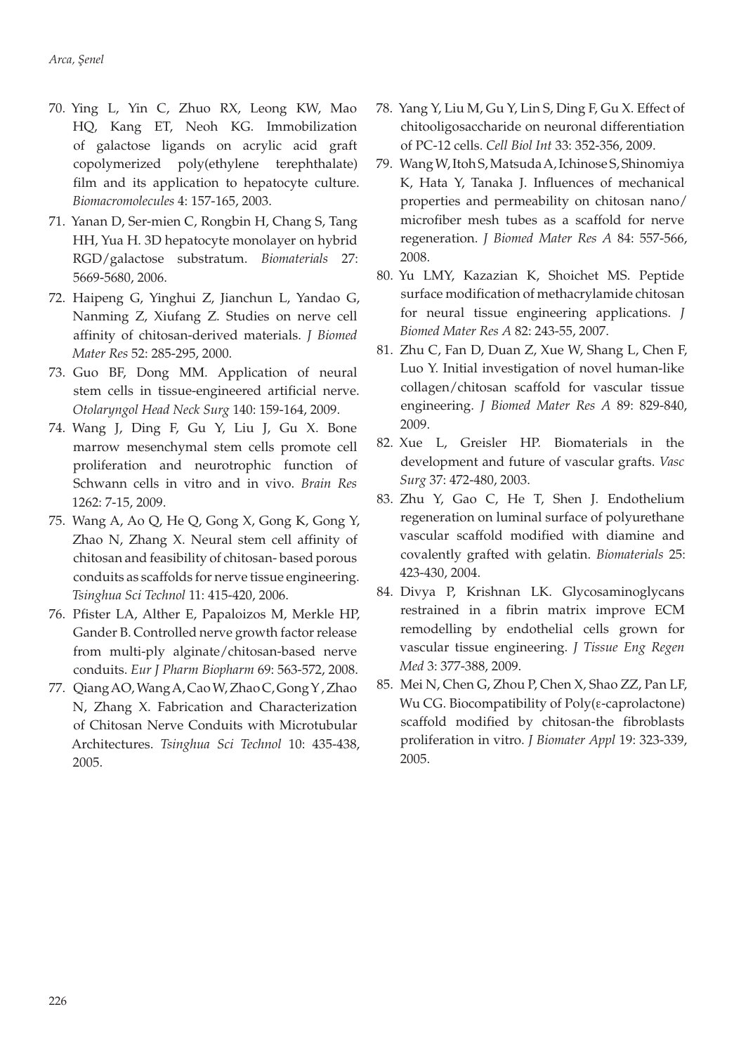70. Ying L, Yin C, Zhuo RX, Leong KW, Mao HQ, Kang ET, Neoh KG. Immobilization of galactose ligands on acrylic acid graft copolymerized poly(ethylene terephthalate) film and its application to hepatocyte culture. *Biomacromolecules* 4: 157-165, 2003.
71. Yanan D, Ser-mien C, Rongbin H, Chang S, Tang HH, Yua H. 3D hepatocyte monolayer on hybrid RGD/galactose substratum. *Biomaterials* 27: 5669-5680, 2006.
72. Haipeng G, Yinghui Z, Jianchun L, Yandao G, Nanming Z, Xiufang Z. Studies on nerve cell affinity of chitosan-derived materials. *J Biomed Mater Res* 52: 285-295, 2000.
73. Guo BF, Dong MM. Application of neural stem cells in tissue-engineered artificial nerve. *Otolaryngol Head Neck Surg* 140: 159-164, 2009.
74. Wang J, Ding F, Gu Y, Liu J, Gu X. Bone marrow mesenchymal stem cells promote cell proliferation and neurotrophic function of Schwann cells in vitro and in vivo. *Brain Res* 1262: 7-15, 2009.
75. Wang A, Ao Q, He Q, Gong X, Gong K, Gong Y, Zhao N, Zhang X. Neural stem cell affinity of chitosan and feasibility of chitosan- based porous conduits as scaffolds for nerve tissue engineering. *Tsinghua Sci Technol* 11: 415-420, 2006.
76. Pfister LA, Alther E, Papaloizos M, Merkle HP, Gander B. Controlled nerve growth factor release from multi-ply alginate/chitosan-based nerve conduits. *Eur J Pharm Biopharm* 69: 563-572, 2008.
77. Qiang AO, Wang A, Cao W, Zhao C, Gong Y , Zhao N, Zhang X. Fabrication and Characterization of Chitosan Nerve Conduits with Microtubular Architectures. *Tsinghua Sci Technol* 10: 435-438, 2005.
78. Yang Y, Liu M, Gu Y, Lin S, Ding F, Gu X. Effect of chitooligosaccharide on neuronal differentiation of PC-12 cells. *Cell Biol Int* 33: 352-356, 2009.
79. Wang W, Itoh S, Matsuda A, Ichinose S, Shinomiya K, Hata Y, Tanaka J. Influences of mechanical properties and permeability on chitosan nano/microfiber mesh tubes as a scaffold for nerve regeneration. *J Biomed Mater Res A* 84: 557-566, 2008.
80. Yu LMY, Kazazian K, Shoichet MS. Peptide surface modification of methacrylamide chitosan for neural tissue engineering applications. *J Biomed Mater Res A* 82: 243-55, 2007.
81. Zhu C, Fan D, Duan Z, Xue W, Shang L, Chen F, Luo Y. Initial investigation of novel human-like collagen/chitosan scaffold for vascular tissue engineering. *J Biomed Mater Res A* 89: 829-840, 2009.
82. Xue L, Greisler HP. Biomaterials in the development and future of vascular grafts. *Vasc Surg* 37: 472-480, 2003.
83. Zhu Y, Gao C, He T, Shen J. Endothelium regeneration on luminal surface of polyurethane vascular scaffold modified with diamine and covalently grafted with gelatin. *Biomaterials* 25: 423-430, 2004.
84. Divya P, Krishnan LK. Glycosaminoglycans restrained in a fibrin matrix improve ECM remodelling by endothelial cells grown for vascular tissue engineering. *J Tissue Eng Regen Med* 3: 377-388, 2009.
85. Mei N, Chen G, Zhou P, Chen X, Shao ZZ, Pan LF, Wu CG. Biocompatibility of Poly(ε-caprolactone) scaffold modified by chitosan-the fibroblasts proliferation in vitro. *J Biomater Appl* 19: 323-339, 2005.